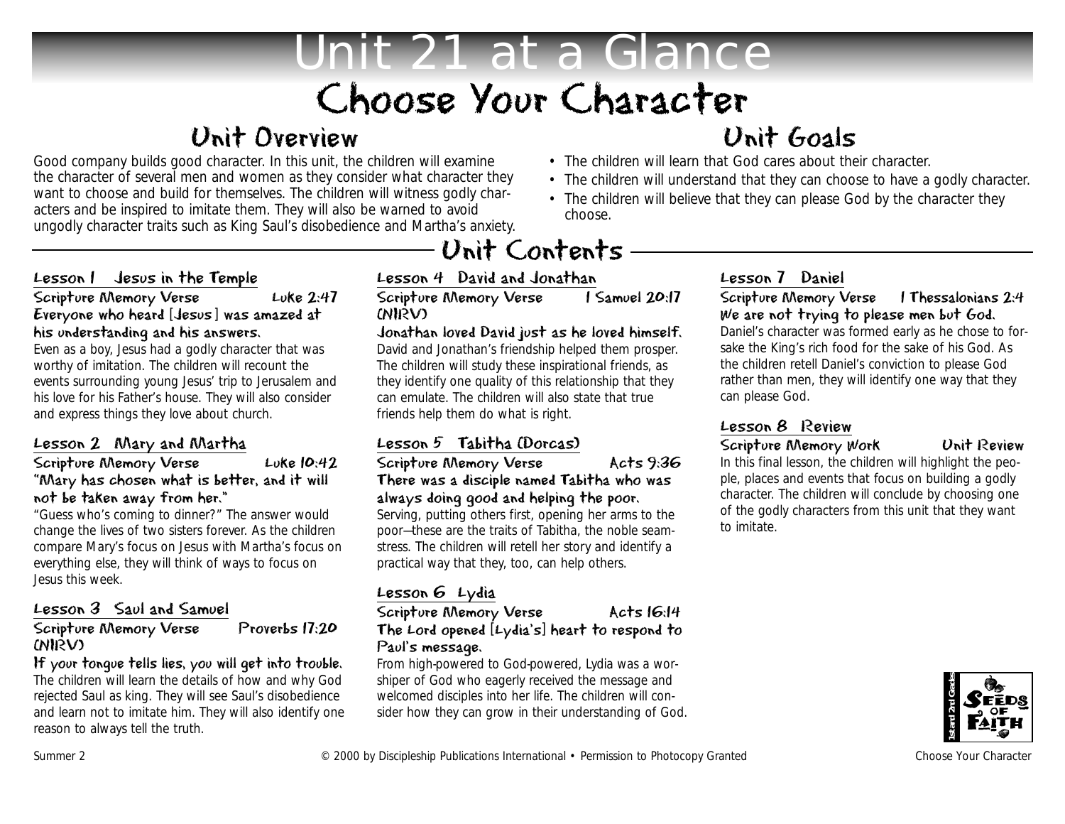# Unit 21 at a Glance

# Choose Your Character

## Unit Overview

Good company builds good character. In this unit, the children will examine the character of several men and women as they consider what character they want to choose and build for themselves. The children will witness godly characters and be inspired to imitate them. They will also be warned to avoid ungodly character traits such as King Saul's disobedience and Martha's anxiety.

## Unit Goals

- The children will learn that God cares about their character.
- The children will understand that they can choose to have a godly character.
- The children will believe that they can please God by the character they choose.

## Unit Contents

### Lesson 1 Jesus in the Temple

**Scripture Memory Verse** Luke 2:47

**Everyone who heard [Jesus] was amazed at his understanding and his answers.**

Even as a boy, Jesus had a godly character that was worthy of imitation. The children will recount the events surrounding young Jesus' trip to Jerusalem and his love for his Father's house. They will also consider and express things they love about church.

### Lesson 2 Mary and Martha

**Scripture Memory Verse** Luke 10:42

**"Mary has chosen what is better, and it will not be taken away from her."**

"Guess who's coming to dinner?" The answer would change the lives of two sisters forever. As the children compare Mary's focus on Jesus with Martha's focus on everything else, they will think of ways to focus on Jesus this week.

### Lesson 3 Saul and Samuel

**Scripture Memory Verse** Proverbs 17:20 (NIRV)

**If your tongue tells lies, you will get into trouble.**

The children will learn the details of how and why God rejected Saul as king. They will see Saul's disobedience and learn not to imitate him. They will also identify one reason to always tell the truth.

### Lesson 4 David and Jonathan

**Scripture Memory Verse** 1 Samuel 20:17 (NIRV)

**Jonathan loved David just as he loved himself.**

David and Jonathan's friendship helped them prosper. The children will study these inspirational friends, as they identify one quality of this relationship that they can emulate. The children will also state that true friends help them do what is right.

### Lesson 5 Tabitha (Dorcas)

**Scripture Memory Verse** Acts 9:36

**There was a disciple named Tabitha who was always doing good and helping the poor.**

Serving, putting others first, opening her arms to the poor—these are the traits of Tabitha, the noble seamstress. The children will retell her story and identify a practical way that they, too, can help others.

### Lesson 6 Lydia

**Scripture Memory Verse** Acts 16:14

**The Lord opened [Lydia's] heart to respond to Paul's message.**

From high-powered to God-powered, Lydia was a worshiper of God who eagerly received the message and welcomed disciples into her life. The children will consider how they can grow in their understanding of God.

### Lesson 7 Daniel

**Scripture Memory Verse** 1 Thessalonians 2:4

**We are not trying to please men but God.**

Daniel's character was formed early as he chose to forsake the King's rich food for the sake of his God. As the children retell Daniel's conviction to please God rather than men, they will identify one way that they can please God.

### Lesson 8 Review

**Scripture Memory Work** Unit Review

In this final lesson, the children will highlight the people, places and events that focus on building a godly character. The children will conclude by choosing one of the godly characters from this unit that they want to imitate.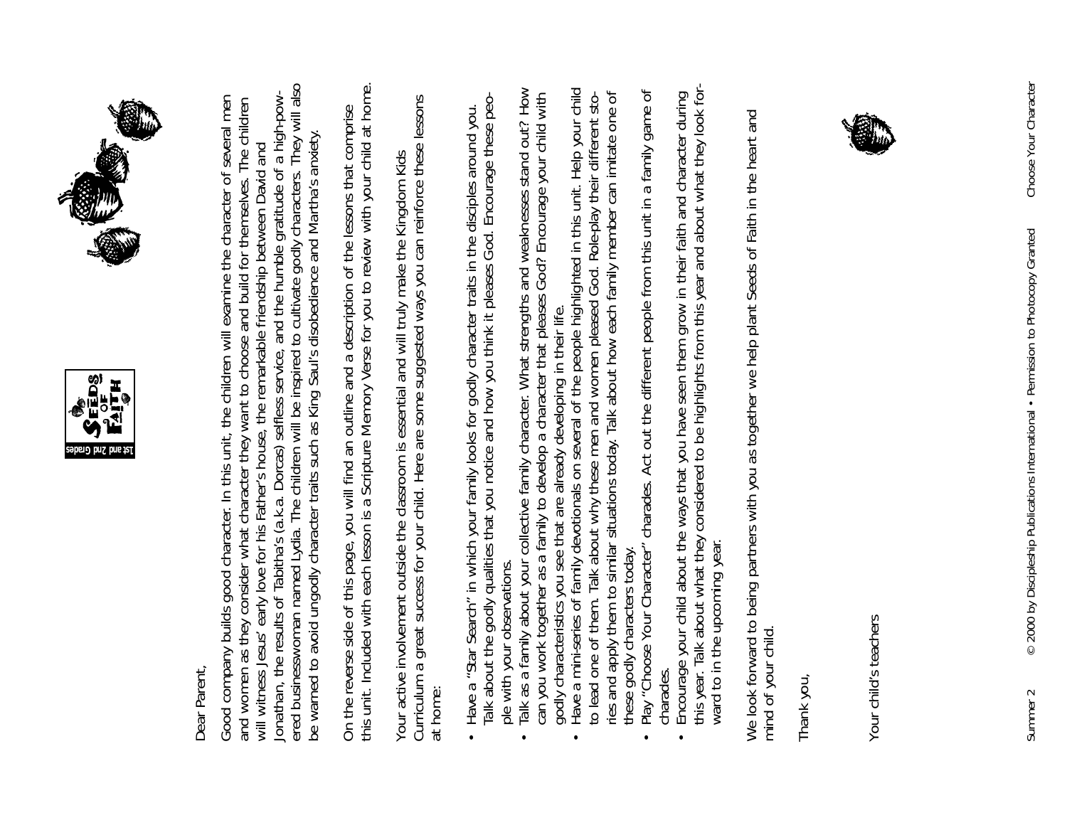Dear Parent,

Good company builds good character. In this unit, the children will examine the character of several men and women as they consider what character they want to choose and build for themselves. The children will witness Jesus' early love for his Father's house, the remarkable friendship between David and Jonathan, the results of Tabitha's (a.k.a. Dorcas) selfless service, and the humble gratitude of a high-powered businesswoman named Lydia. The children will be inspired to cultivate godly characters. They will also be warned to avoid ungodly character traits such as King Saul's disobedience and Martha's anxiety.

On the reverse side of this page, you will find an outline and a description of the lessons that comprise this unit. Included with each lesson is a Scripture Memory Verse for you to review with your child at home.

Your active involvement outside the classroom is essential and will truly make the Kingdom Kids Curriculum a great success for your child. Here are some suggested ways you can reinforce these lessons at home:

- Have a "Star Search" in which your family looks for godly character traits in the disciples around you. Talk about the godly qualities that you notice and how you think it pleases God. Encourage these people with your observations.
- Talk as a family about your collective family character. What strengths and weaknesses stand out? How can you work together as a family to develop a character that pleases God? Encourage your child with godly characteristics you see that are already developing in their life.
- Have a mini-series of family devotionals on several of the people highlighted in this unit. Help your child to lead one of them. Talk about why these men and women pleased God. Role-play their different stories and apply them to similar situations today. Talk about how each family member can imitate one of these godly characters today.
- Play "Choose Your Character" charades. Act out the different people from this unit in a family game of charades.
- Encourage your child about the ways that you have seen them grow in their faith and character during this year. Talk about what they considered to be highlights from this year and about what they look forward to in the upcoming year.

We look forward to being partners with you as together we help plant Seeds of Faith in the heart and mind of your child.

Thank you,

Your child's teachers

© 2000 by Discipleship Publications International • Permission to Photocopy Granted